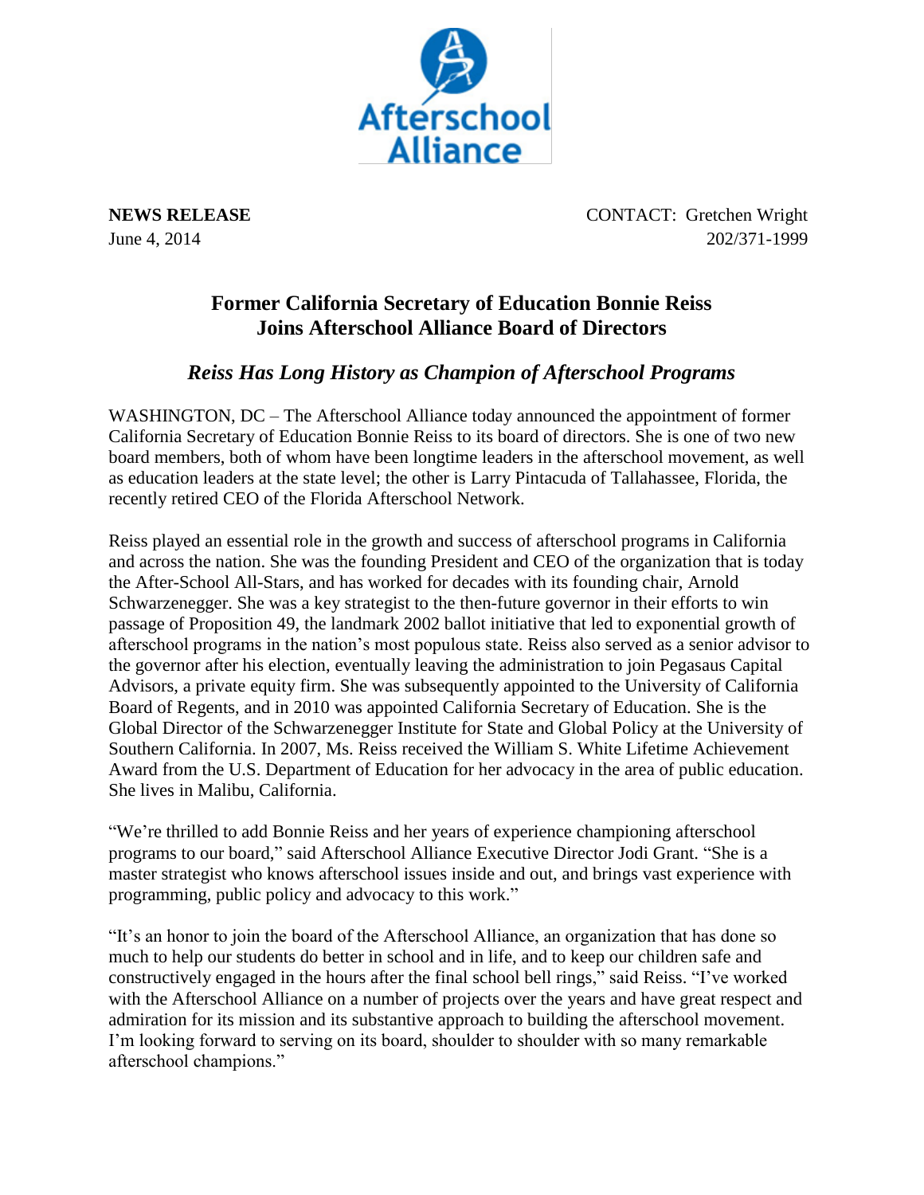Afterschool Alliance

**NEWS RELEASE**
June 4, 2014

CONTACT: Gretchen Wright
202/371-1999

## Former California Secretary of Education Bonnie Reiss Joins Afterschool Alliance Board of Directors

### *Reiss Has Long History as Champion of Afterschool Programs*

WASHINGTON, DC – The Afterschool Alliance today announced the appointment of former California Secretary of Education Bonnie Reiss to its board of directors. She is one of two new board members, both of whom have been longtime leaders in the afterschool movement, as well as education leaders at the state level; the other is Larry Pintacuda of Tallahassee, Florida, the recently retired CEO of the Florida Afterschool Network.

Reiss played an essential role in the growth and success of afterschool programs in California and across the nation. She was the founding President and CEO of the organization that is today the After-School All-Stars, and has worked for decades with its founding chair, Arnold Schwarzenegger. She was a key strategist to the then-future governor in their efforts to win passage of Proposition 49, the landmark 2002 ballot initiative that led to exponential growth of afterschool programs in the nation's most populous state. Reiss also served as a senior advisor to the governor after his election, eventually leaving the administration to join Pegasaus Capital Advisors, a private equity firm. She was subsequently appointed to the University of California Board of Regents, and in 2010 was appointed California Secretary of Education. She is the Global Director of the Schwarzenegger Institute for State and Global Policy at the University of Southern California. In 2007, Ms. Reiss received the William S. White Lifetime Achievement Award from the U.S. Department of Education for her advocacy in the area of public education. She lives in Malibu, California.

"We're thrilled to add Bonnie Reiss and her years of experience championing afterschool programs to our board," said Afterschool Alliance Executive Director Jodi Grant. "She is a master strategist who knows afterschool issues inside and out, and brings vast experience with programming, public policy and advocacy to this work."

"It's an honor to join the board of the Afterschool Alliance, an organization that has done so much to help our students do better in school and in life, and to keep our children safe and constructively engaged in the hours after the final school bell rings," said Reiss. "I've worked with the Afterschool Alliance on a number of projects over the years and have great respect and admiration for its mission and its substantive approach to building the afterschool movement. I'm looking forward to serving on its board, shoulder to shoulder with so many remarkable afterschool champions."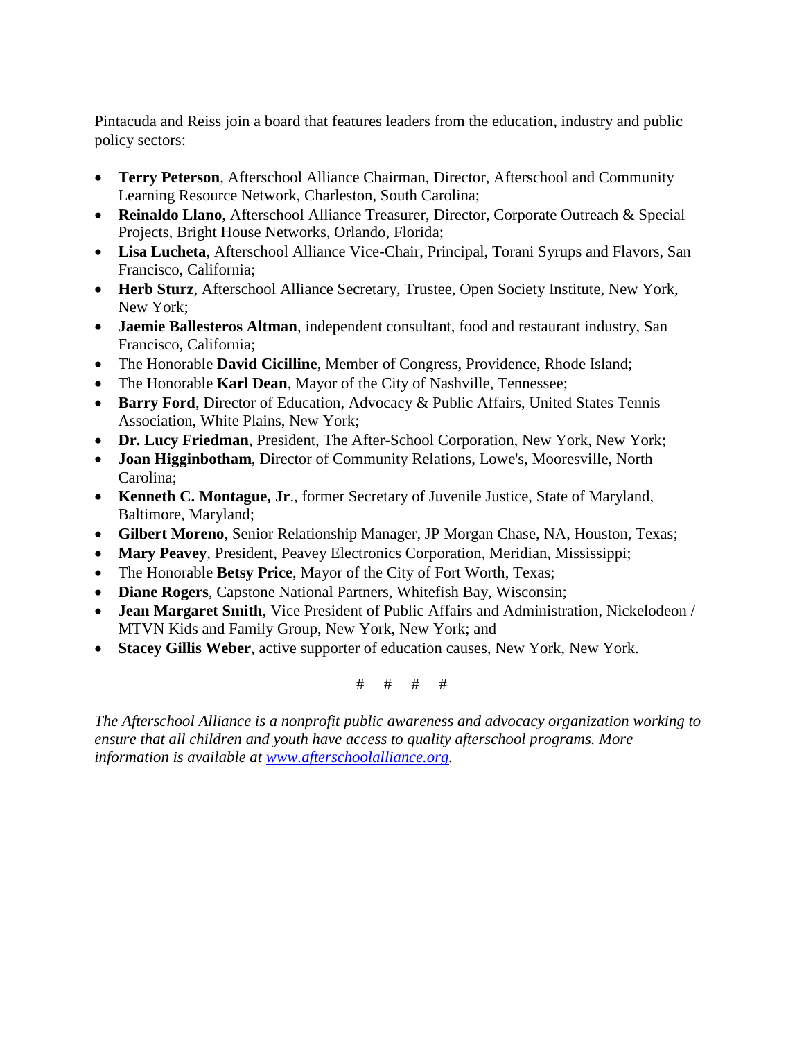Pintacuda and Reiss join a board that features leaders from the education, industry and public policy sectors:

- **Terry Peterson**, Afterschool Alliance Chairman, Director, Afterschool and Community Learning Resource Network, Charleston, South Carolina;
- **Reinaldo Llano**, Afterschool Alliance Treasurer, Director, Corporate Outreach & Special Projects, Bright House Networks, Orlando, Florida;
- **Lisa Lucheta**, Afterschool Alliance Vice-Chair, Principal, Torani Syrups and Flavors, San Francisco, California;
- **Herb Sturz**, Afterschool Alliance Secretary, Trustee, Open Society Institute, New York, New York;
- **Jaemie Ballesteros Altman**, independent consultant, food and restaurant industry, San Francisco, California;
- The Honorable **David Cicilline**, Member of Congress, Providence, Rhode Island;
- The Honorable **Karl Dean**, Mayor of the City of Nashville, Tennessee;
- **Barry Ford**, Director of Education, Advocacy & Public Affairs, United States Tennis Association, White Plains, New York;
- **Dr. Lucy Friedman**, President, The After-School Corporation, New York, New York;
- **Joan Higginbotham**, Director of Community Relations, Lowe's, Mooresville, North Carolina;
- **Kenneth C. Montague, Jr**., former Secretary of Juvenile Justice, State of Maryland, Baltimore, Maryland;
- **Gilbert Moreno**, Senior Relationship Manager, JP Morgan Chase, NA, Houston, Texas;
- **Mary Peavey**, President, Peavey Electronics Corporation, Meridian, Mississippi;
- The Honorable **Betsy Price**, Mayor of the City of Fort Worth, Texas;
- **Diane Rogers**, Capstone National Partners, Whitefish Bay, Wisconsin;
- **Jean Margaret Smith**, Vice President of Public Affairs and Administration, Nickelodeon / MTVN Kids and Family Group, New York, New York; and
- **Stacey Gillis Weber**, active supporter of education causes, New York, New York.

# # # #

*The Afterschool Alliance is a nonprofit public awareness and advocacy organization working to ensure that all children and youth have access to quality afterschool programs. More information is available at [www.afterschoolalliance.org](http://www.afterschoolalliance.org).*